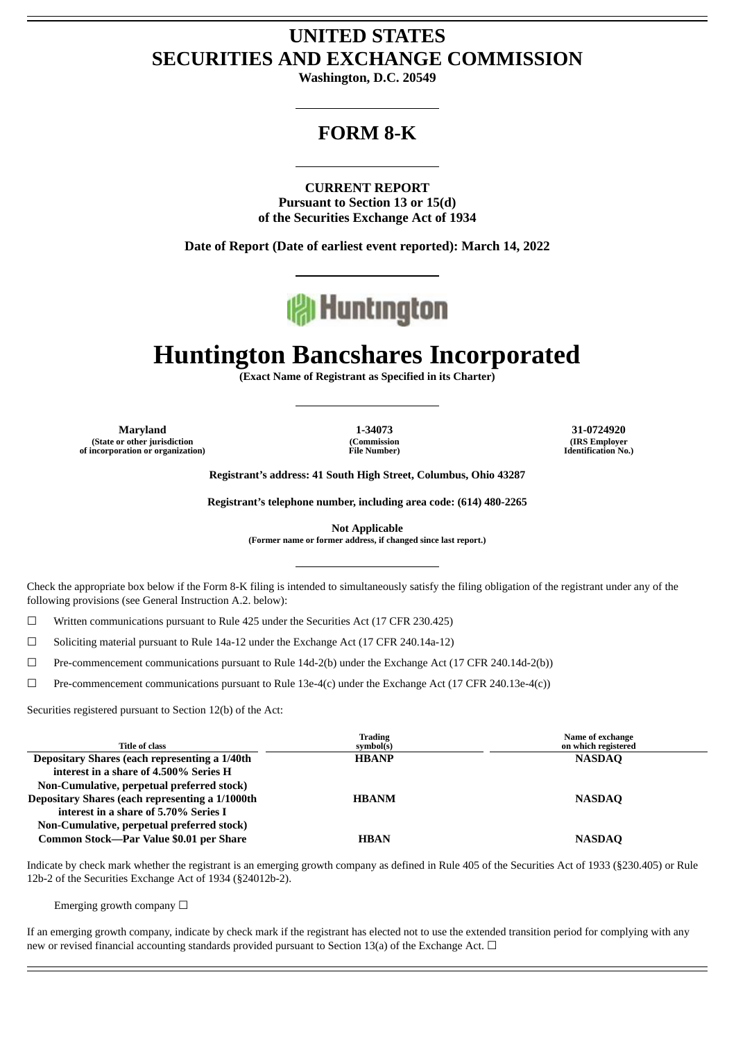# UNITED STATES
# SECURITIES AND EXCHANGE COMMISSION

**Washington, D.C. 20549**

---

## FORM 8-K

---

**CURRENT REPORT**
**Pursuant to Section 13 or 15(d)**
**of the Securities Exchange Act of 1934**

**Date of Report (Date of earliest event reported): March 14, 2022**

---

# Huntington Bancshares Incorporated

**(Exact Name of Registrant as Specified in its Charter)**

---

| Maryland | 1-34073 | 31-0724920 |
|---|---|---|
| (State or other jurisdiction of incorporation or organization) | (Commission File Number) | (IRS Employer Identification No.) |

**Registrant's address: 41 South High Street, Columbus, Ohio 43287**

**Registrant's telephone number, including area code: (614) 480-2265**

**Not Applicable**
**(Former name or former address, if changed since last report.)**

---

Check the appropriate box below if the Form 8-K filing is intended to simultaneously satisfy the filing obligation of the registrant under any of the following provisions (see General Instruction A.2. below):

☐ Written communications pursuant to Rule 425 under the Securities Act (17 CFR 230.425)

☐ Soliciting material pursuant to Rule 14a-12 under the Exchange Act (17 CFR 240.14a-12)

☐ Pre-commencement communications pursuant to Rule 14d-2(b) under the Exchange Act (17 CFR 240.14d-2(b))

☐ Pre-commencement communications pursuant to Rule 13e-4(c) under the Exchange Act (17 CFR 240.13e-4(c))

Securities registered pursuant to Section 12(b) of the Act:

| Title of class | Trading symbol(s) | Name of exchange on which registered |
|---|---|---|
| **Depositary Shares (each representing a 1/40th interest in a share of 4.500% Series H Non-Cumulative, perpetual preferred stock)** | **HBANP** | **NASDAQ** |
| **Depositary Shares (each representing a 1/1000th interest in a share of 5.70% Series I Non-Cumulative, perpetual preferred stock)** | **HBANM** | **NASDAQ** |
| **Common Stock—Par Value $0.01 per Share** | **HBAN** | **NASDAQ** |

Indicate by check mark whether the registrant is an emerging growth company as defined in Rule 405 of the Securities Act of 1933 (§230.405) or Rule 12b-2 of the Securities Exchange Act of 1934 (§24012b-2).

Emerging growth company ☐

If an emerging growth company, indicate by check mark if the registrant has elected not to use the extended transition period for complying with any new or revised financial accounting standards provided pursuant to Section 13(a) of the Exchange Act. ☐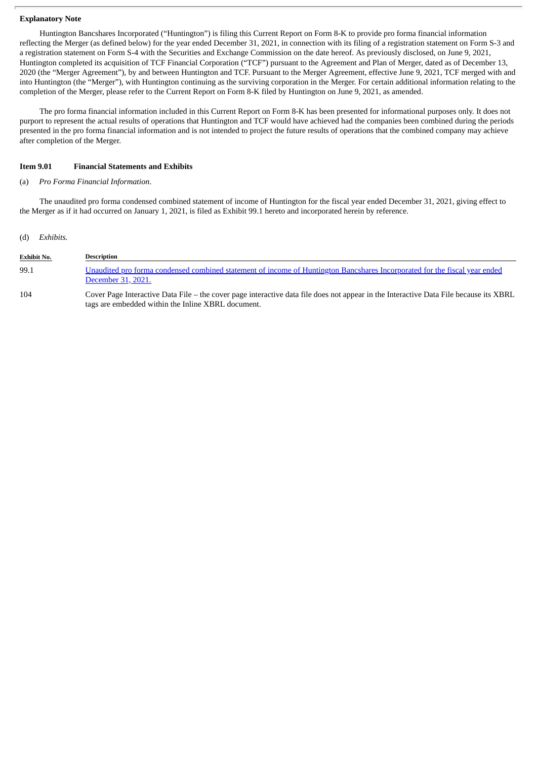**Explanatory Note**

Huntington Bancshares Incorporated ("Huntington") is filing this Current Report on Form 8-K to provide pro forma financial information reflecting the Merger (as defined below) for the year ended December 31, 2021, in connection with its filing of a registration statement on Form S-3 and a registration statement on Form S-4 with the Securities and Exchange Commission on the date hereof. As previously disclosed, on June 9, 2021, Huntington completed its acquisition of TCF Financial Corporation ("TCF") pursuant to the Agreement and Plan of Merger, dated as of December 13, 2020 (the "Merger Agreement"), by and between Huntington and TCF. Pursuant to the Merger Agreement, effective June 9, 2021, TCF merged with and into Huntington (the "Merger"), with Huntington continuing as the surviving corporation in the Merger. For certain additional information relating to the completion of the Merger, please refer to the Current Report on Form 8-K filed by Huntington on June 9, 2021, as amended.

The pro forma financial information included in this Current Report on Form 8-K has been presented for informational purposes only. It does not purport to represent the actual results of operations that Huntington and TCF would have achieved had the companies been combined during the periods presented in the pro forma financial information and is not intended to project the future results of operations that the combined company may achieve after completion of the Merger.

**Item 9.01 Financial Statements and Exhibits**

(a) *Pro Forma Financial Information*.

The unaudited pro forma condensed combined statement of income of Huntington for the fiscal year ended December 31, 2021, giving effect to the Merger as if it had occurred on January 1, 2021, is filed as Exhibit 99.1 hereto and incorporated herein by reference.

(d) *Exhibits.*

| Exhibit No. | Description |
|---|---|
| 99.1 | Unaudited pro forma condensed combined statement of income of Huntington Bancshares Incorporated for the fiscal year ended December 31, 2021. |
| 104 | Cover Page Interactive Data File – the cover page interactive data file does not appear in the Interactive Data File because its XBRL tags are embedded within the Inline XBRL document. |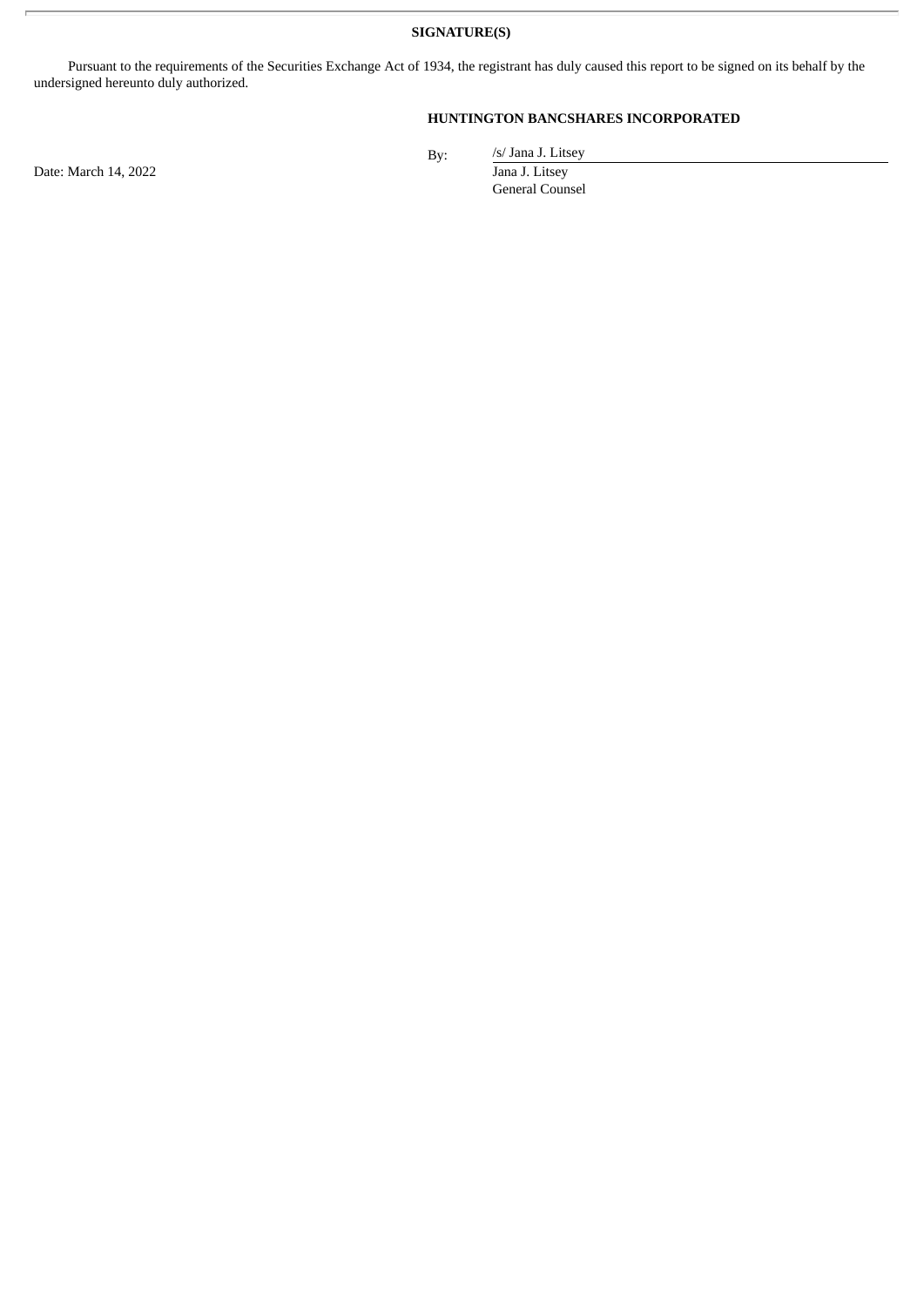**SIGNATURE(S)**

Pursuant to the requirements of the Securities Exchange Act of 1934, the registrant has duly caused this report to be signed on its behalf by the undersigned hereunto duly authorized.

**HUNTINGTON BANCSHARES INCORPORATED**

| | | |
|---|---|---|
| Date: March 14, 2022 | By: | /s/ Jana J. Litsey |
| | | Jana J. Litsey |
| | | General Counsel |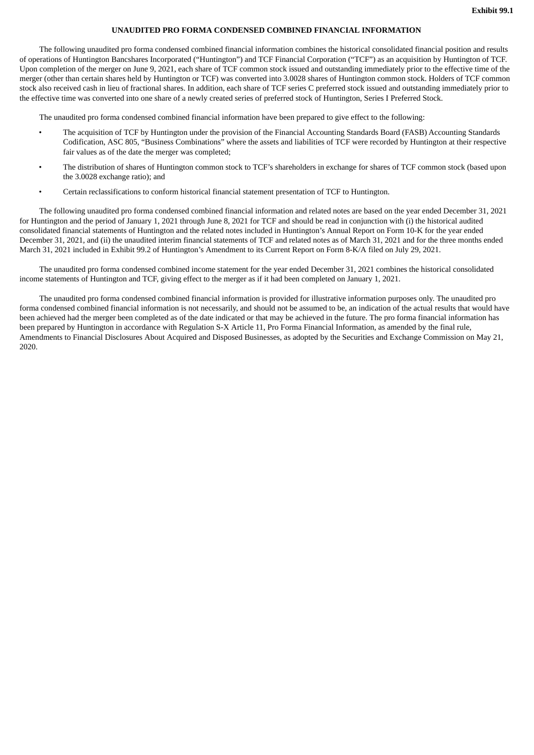**Exhibit 99.1**

# UNAUDITED PRO FORMA CONDENSED COMBINED FINANCIAL INFORMATION

The following unaudited pro forma condensed combined financial information combines the historical consolidated financial position and results of operations of Huntington Bancshares Incorporated ("Huntington") and TCF Financial Corporation ("TCF") as an acquisition by Huntington of TCF. Upon completion of the merger on June 9, 2021, each share of TCF common stock issued and outstanding immediately prior to the effective time of the merger (other than certain shares held by Huntington or TCF) was converted into 3.0028 shares of Huntington common stock. Holders of TCF common stock also received cash in lieu of fractional shares. In addition, each share of TCF series C preferred stock issued and outstanding immediately prior to the effective time was converted into one share of a newly created series of preferred stock of Huntington, Series I Preferred Stock.

The unaudited pro forma condensed combined financial information have been prepared to give effect to the following:

- The acquisition of TCF by Huntington under the provision of the Financial Accounting Standards Board (FASB) Accounting Standards Codification, ASC 805, "Business Combinations" where the assets and liabilities of TCF were recorded by Huntington at their respective fair values as of the date the merger was completed;
- The distribution of shares of Huntington common stock to TCF's shareholders in exchange for shares of TCF common stock (based upon the 3.0028 exchange ratio); and
- Certain reclassifications to conform historical financial statement presentation of TCF to Huntington.

The following unaudited pro forma condensed combined financial information and related notes are based on the year ended December 31, 2021 for Huntington and the period of January 1, 2021 through June 8, 2021 for TCF and should be read in conjunction with (i) the historical audited consolidated financial statements of Huntington and the related notes included in Huntington's Annual Report on Form 10-K for the year ended December 31, 2021, and (ii) the unaudited interim financial statements of TCF and related notes as of March 31, 2021 and for the three months ended March 31, 2021 included in Exhibit 99.2 of Huntington's Amendment to its Current Report on Form 8-K/A filed on July 29, 2021.

The unaudited pro forma condensed combined income statement for the year ended December 31, 2021 combines the historical consolidated income statements of Huntington and TCF, giving effect to the merger as if it had been completed on January 1, 2021.

The unaudited pro forma condensed combined financial information is provided for illustrative information purposes only. The unaudited pro forma condensed combined financial information is not necessarily, and should not be assumed to be, an indication of the actual results that would have been achieved had the merger been completed as of the date indicated or that may be achieved in the future. The pro forma financial information has been prepared by Huntington in accordance with Regulation S-X Article 11, Pro Forma Financial Information, as amended by the final rule, Amendments to Financial Disclosures About Acquired and Disposed Businesses, as adopted by the Securities and Exchange Commission on May 21, 2020.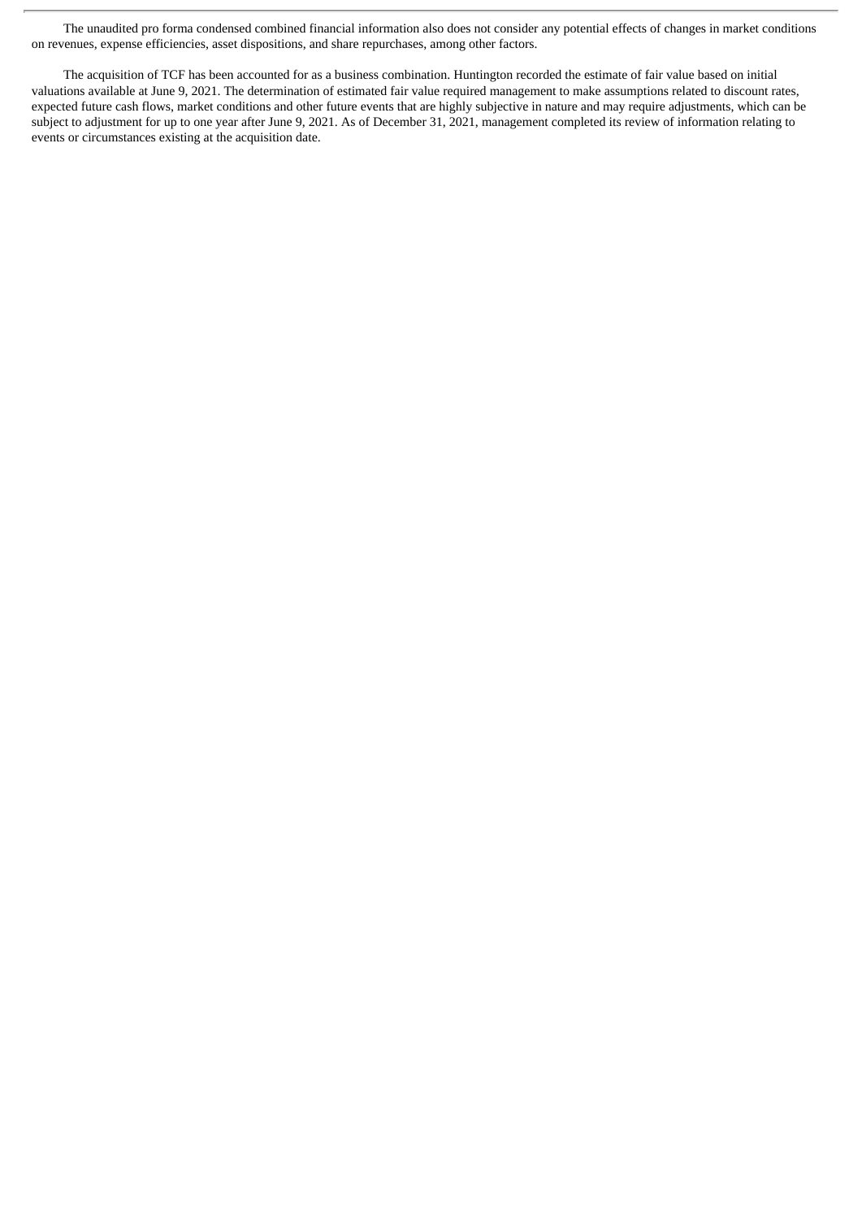The unaudited pro forma condensed combined financial information also does not consider any potential effects of changes in market conditions on revenues, expense efficiencies, asset dispositions, and share repurchases, among other factors.

The acquisition of TCF has been accounted for as a business combination. Huntington recorded the estimate of fair value based on initial valuations available at June 9, 2021. The determination of estimated fair value required management to make assumptions related to discount rates, expected future cash flows, market conditions and other future events that are highly subjective in nature and may require adjustments, which can be subject to adjustment for up to one year after June 9, 2021. As of December 31, 2021, management completed its review of information relating to events or circumstances existing at the acquisition date.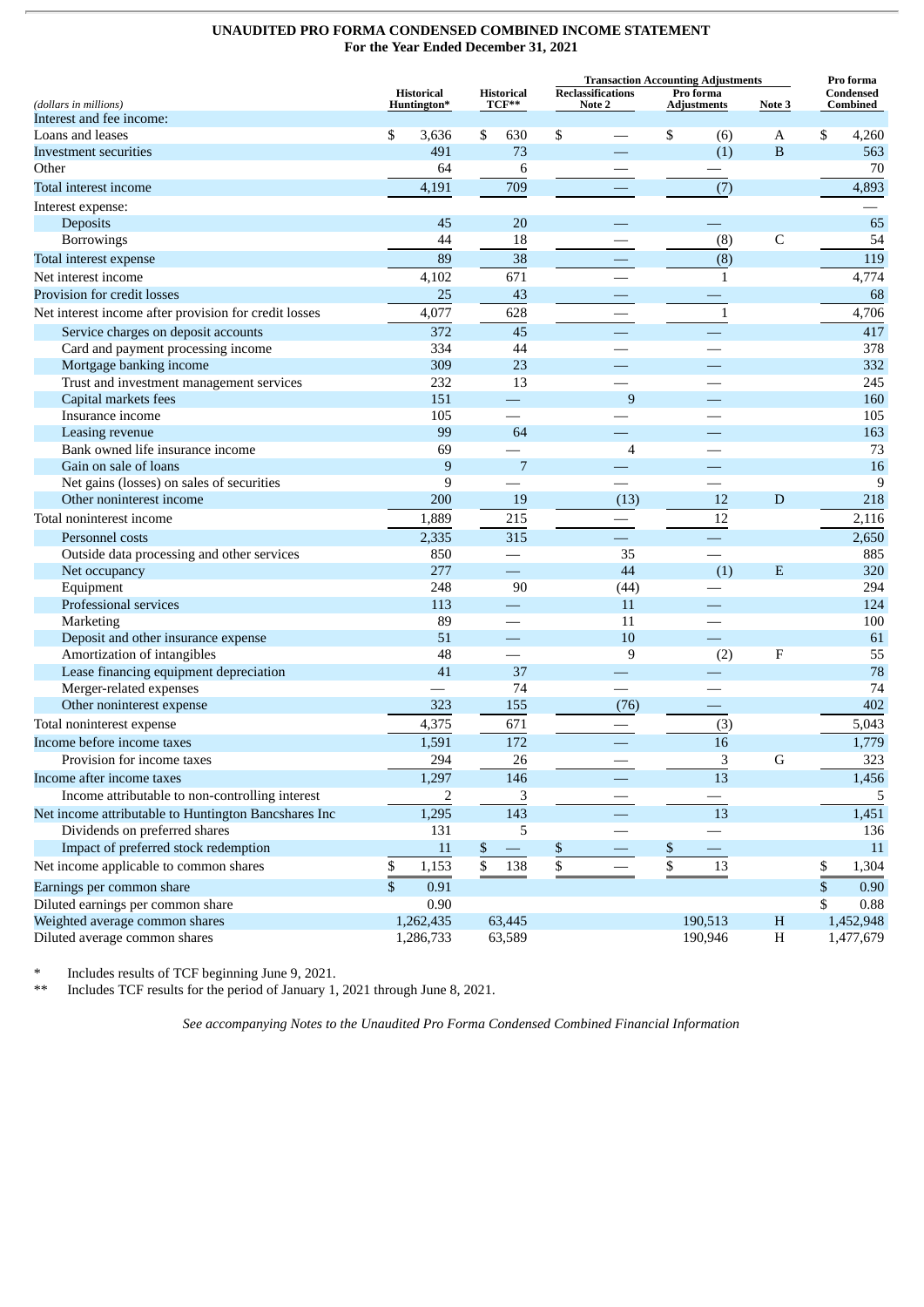## UNAUDITED PRO FORMA CONDENSED COMBINED INCOME STATEMENT
### For the Year Ended December 31, 2021

| (dollars in millions) | Historical Huntington* | Historical TCF** | Transaction Accounting Adjustments: Reclassifications Note 2 | Transaction Accounting Adjustments: Pro forma Adjustments | Note 3 | Pro forma Condensed Combined |
|---|---|---|---|---|---|---|
| Interest and fee income: | | | | | | |
| Loans and leases | $ 3,636 | $ 630 | $ — | $ (6) | A | $ 4,260 |
| Investment securities | 491 | 73 | — | (1) | B | 563 |
| Other | 64 | 6 | — | — | | 70 |
| Total interest income | 4,191 | 709 | — | (7) | | 4,893 |
| Interest expense: | | | | | | — |
| Deposits | 45 | 20 | — | — | | 65 |
| Borrowings | 44 | 18 | — | (8) | C | 54 |
| Total interest expense | 89 | 38 | — | (8) | | 119 |
| Net interest income | 4,102 | 671 | — | 1 | | 4,774 |
| Provision for credit losses | 25 | 43 | — | — | | 68 |
| Net interest income after provision for credit losses | 4,077 | 628 | — | 1 | | 4,706 |
| Service charges on deposit accounts | 372 | 45 | — | — | | 417 |
| Card and payment processing income | 334 | 44 | — | — | | 378 |
| Mortgage banking income | 309 | 23 | — | — | | 332 |
| Trust and investment management services | 232 | 13 | — | — | | 245 |
| Capital markets fees | 151 | — | 9 | — | | 160 |
| Insurance income | 105 | — | — | — | | 105 |
| Leasing revenue | 99 | 64 | — | — | | 163 |
| Bank owned life insurance income | 69 | — | 4 | — | | 73 |
| Gain on sale of loans | 9 | 7 | — | — | | 16 |
| Net gains (losses) on sales of securities | 9 | — | — | — | | 9 |
| Other noninterest income | 200 | 19 | (13) | 12 | D | 218 |
| Total noninterest income | 1,889 | 215 | — | 12 | | 2,116 |
| Personnel costs | 2,335 | 315 | — | — | | 2,650 |
| Outside data processing and other services | 850 | — | 35 | — | | 885 |
| Net occupancy | 277 | — | 44 | (1) | E | 320 |
| Equipment | 248 | 90 | (44) | — | | 294 |
| Professional services | 113 | — | 11 | — | | 124 |
| Marketing | 89 | — | 11 | — | | 100 |
| Deposit and other insurance expense | 51 | — | 10 | — | | 61 |
| Amortization of intangibles | 48 | — | 9 | (2) | F | 55 |
| Lease financing equipment depreciation | 41 | 37 | — | — | | 78 |
| Merger-related expenses | — | 74 | — | — | | 74 |
| Other noninterest expense | 323 | 155 | (76) | — | | 402 |
| Total noninterest expense | 4,375 | 671 | — | (3) | | 5,043 |
| Income before income taxes | 1,591 | 172 | — | 16 | | 1,779 |
| Provision for income taxes | 294 | 26 | — | 3 | G | 323 |
| Income after income taxes | 1,297 | 146 | — | 13 | | 1,456 |
| Income attributable to non-controlling interest | 2 | 3 | — | — | | 5 |
| Net income attributable to Huntington Bancshares Inc | 1,295 | 143 | — | 13 | | 1,451 |
| Dividends on preferred shares | 131 | 5 | — | — | | 136 |
| Impact of preferred stock redemption | 11 | $ — | $ — | $ — | | 11 |
| Net income applicable to common shares | $ 1,153 | $ 138 | $ — | $ 13 | | $ 1,304 |
| Earnings per common share | $ 0.91 | | | | | $ 0.90 |
| Diluted earnings per common share | 0.90 | | | | | $ 0.88 |
| Weighted average common shares | 1,262,435 | 63,445 | | 190,513 | H | 1,452,948 |
| Diluted average common shares | 1,286,733 | 63,589 | | 190,946 | H | 1,477,679 |

\* Includes results of TCF beginning June 9, 2021.

** Includes TCF results for the period of January 1, 2021 through June 8, 2021.

*See accompanying Notes to the Unaudited Pro Forma Condensed Combined Financial Information*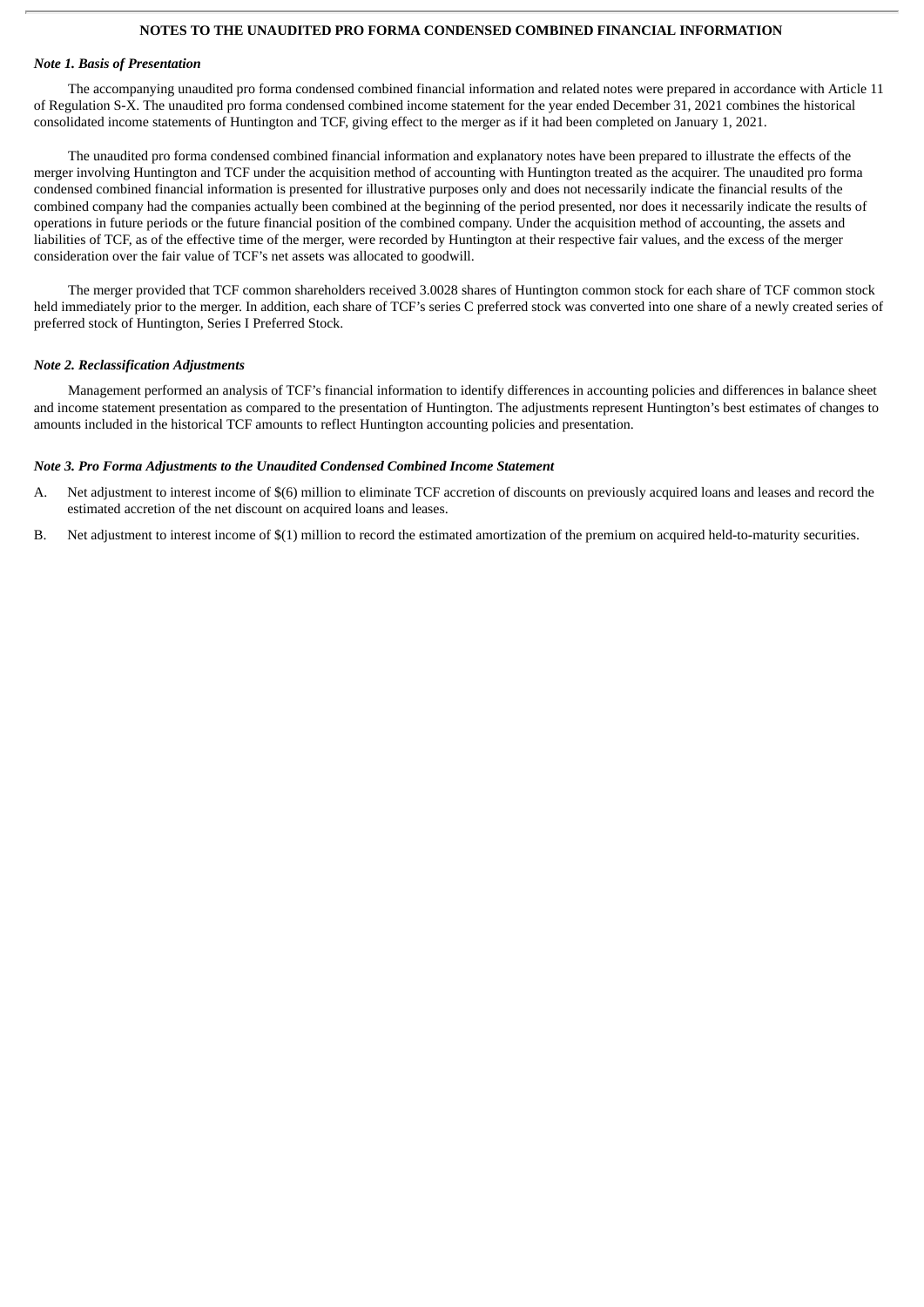## NOTES TO THE UNAUDITED PRO FORMA CONDENSED COMBINED FINANCIAL INFORMATION

### *Note 1. Basis of Presentation*

The accompanying unaudited pro forma condensed combined financial information and related notes were prepared in accordance with Article 11 of Regulation S-X. The unaudited pro forma condensed combined income statement for the year ended December 31, 2021 combines the historical consolidated income statements of Huntington and TCF, giving effect to the merger as if it had been completed on January 1, 2021.

The unaudited pro forma condensed combined financial information and explanatory notes have been prepared to illustrate the effects of the merger involving Huntington and TCF under the acquisition method of accounting with Huntington treated as the acquirer. The unaudited pro forma condensed combined financial information is presented for illustrative purposes only and does not necessarily indicate the financial results of the combined company had the companies actually been combined at the beginning of the period presented, nor does it necessarily indicate the results of operations in future periods or the future financial position of the combined company. Under the acquisition method of accounting, the assets and liabilities of TCF, as of the effective time of the merger, were recorded by Huntington at their respective fair values, and the excess of the merger consideration over the fair value of TCF's net assets was allocated to goodwill.

The merger provided that TCF common shareholders received 3.0028 shares of Huntington common stock for each share of TCF common stock held immediately prior to the merger. In addition, each share of TCF's series C preferred stock was converted into one share of a newly created series of preferred stock of Huntington, Series I Preferred Stock.

### *Note 2. Reclassification Adjustments*

Management performed an analysis of TCF's financial information to identify differences in accounting policies and differences in balance sheet and income statement presentation as compared to the presentation of Huntington. The adjustments represent Huntington's best estimates of changes to amounts included in the historical TCF amounts to reflect Huntington accounting policies and presentation.

### *Note 3. Pro Forma Adjustments to the Unaudited Condensed Combined Income Statement*

A. Net adjustment to interest income of $(6) million to eliminate TCF accretion of discounts on previously acquired loans and leases and record the estimated accretion of the net discount on acquired loans and leases.

B. Net adjustment to interest income of $(1) million to record the estimated amortization of the premium on acquired held-to-maturity securities.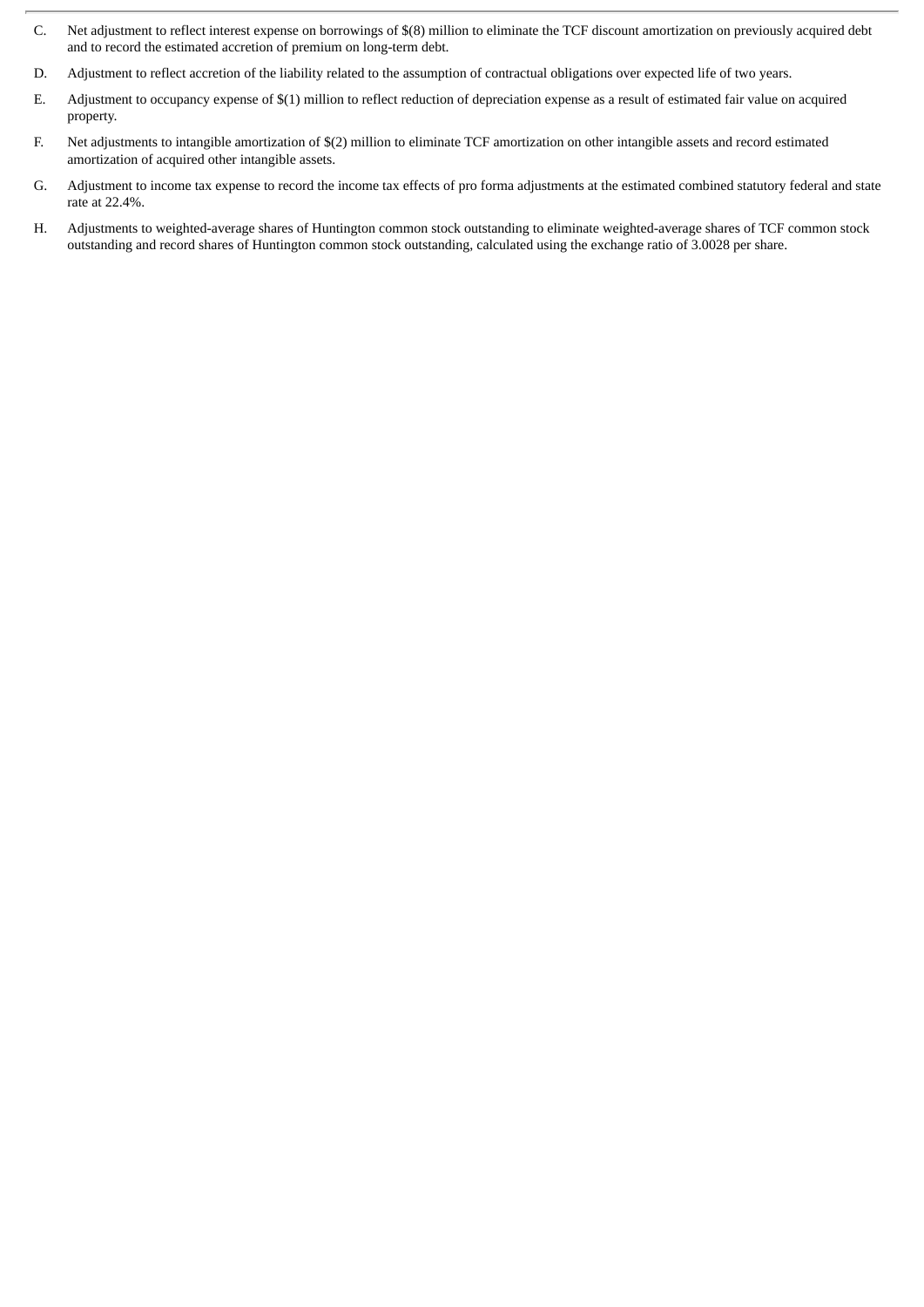C. Net adjustment to reflect interest expense on borrowings of $(8) million to eliminate the TCF discount amortization on previously acquired debt and to record the estimated accretion of premium on long-term debt.

D. Adjustment to reflect accretion of the liability related to the assumption of contractual obligations over expected life of two years.

E. Adjustment to occupancy expense of $(1) million to reflect reduction of depreciation expense as a result of estimated fair value on acquired property.

F. Net adjustments to intangible amortization of $(2) million to eliminate TCF amortization on other intangible assets and record estimated amortization of acquired other intangible assets.

G. Adjustment to income tax expense to record the income tax effects of pro forma adjustments at the estimated combined statutory federal and state rate at 22.4%.

H. Adjustments to weighted-average shares of Huntington common stock outstanding to eliminate weighted-average shares of TCF common stock outstanding and record shares of Huntington common stock outstanding, calculated using the exchange ratio of 3.0028 per share.